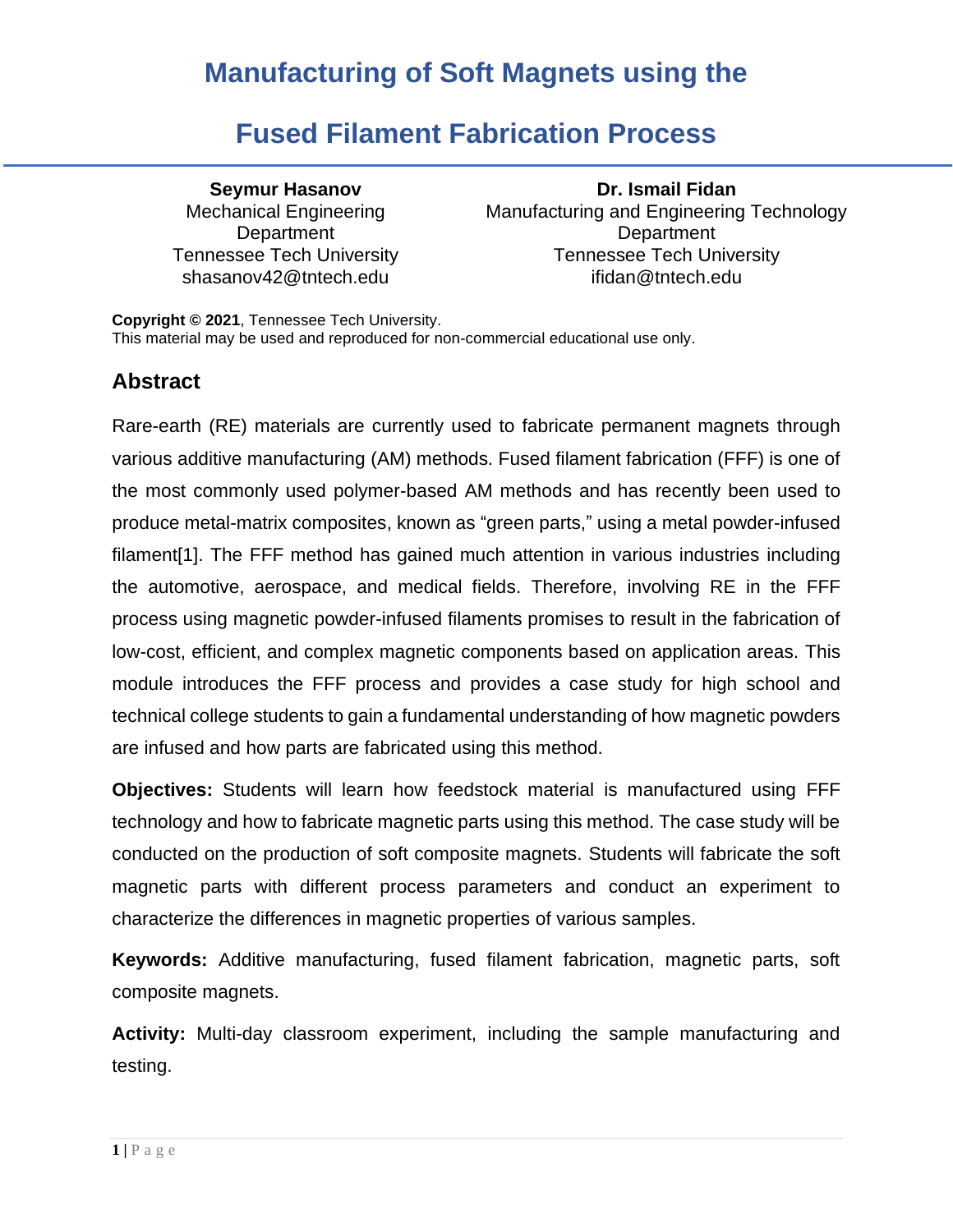# Manufacturing of Soft Magnets using the Fused Filament Fabrication Process

**Seymur Hasanov**
Mechanical Engineering Department
Tennessee Tech University
shasanov42@tntech.edu

**Dr. Ismail Fidan**
Manufacturing and Engineering Technology Department
Tennessee Tech University
ifidan@tntech.edu

**Copyright © 2021**, Tennessee Tech University.
This material may be used and reproduced for non-commercial educational use only.

## Abstract

Rare-earth (RE) materials are currently used to fabricate permanent magnets through various additive manufacturing (AM) methods. Fused filament fabrication (FFF) is one of the most commonly used polymer-based AM methods and has recently been used to produce metal-matrix composites, known as "green parts," using a metal powder-infused filament[1]. The FFF method has gained much attention in various industries including the automotive, aerospace, and medical fields. Therefore, involving RE in the FFF process using magnetic powder-infused filaments promises to result in the fabrication of low-cost, efficient, and complex magnetic components based on application areas. This module introduces the FFF process and provides a case study for high school and technical college students to gain a fundamental understanding of how magnetic powders are infused and how parts are fabricated using this method.

**Objectives:** Students will learn how feedstock material is manufactured using FFF technology and how to fabricate magnetic parts using this method. The case study will be conducted on the production of soft composite magnets. Students will fabricate the soft magnetic parts with different process parameters and conduct an experiment to characterize the differences in magnetic properties of various samples.

**Keywords:** Additive manufacturing, fused filament fabrication, magnetic parts, soft composite magnets.

**Activity:** Multi-day classroom experiment, including the sample manufacturing and testing.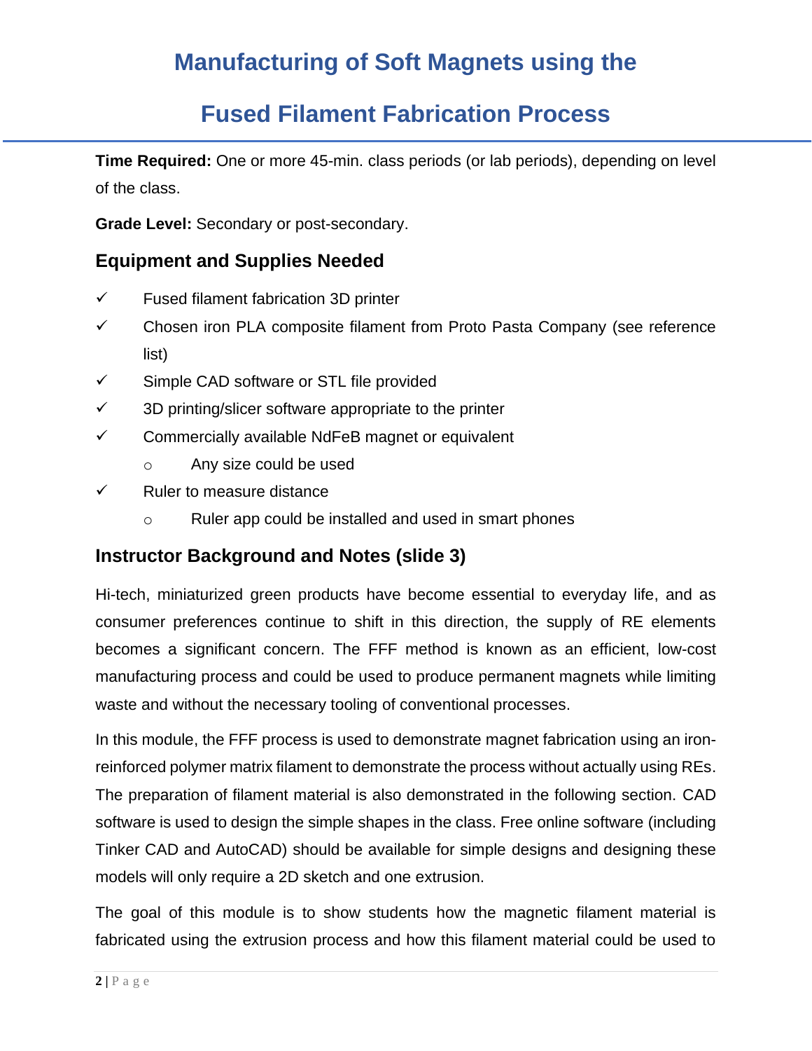# Manufacturing of Soft Magnets using the Fused Filament Fabrication Process

**Time Required:** One or more 45-min. class periods (or lab periods), depending on level of the class.

**Grade Level:** Secondary or post-secondary.

## Equipment and Supplies Needed

- ✓ Fused filament fabrication 3D printer
- ✓ Chosen iron PLA composite filament from Proto Pasta Company (see reference list)
- ✓ Simple CAD software or STL file provided
- ✓ 3D printing/slicer software appropriate to the printer
- ✓ Commercially available NdFeB magnet or equivalent
  - Any size could be used
- ✓ Ruler to measure distance
  - Ruler app could be installed and used in smart phones

## Instructor Background and Notes (slide 3)

Hi-tech, miniaturized green products have become essential to everyday life, and as consumer preferences continue to shift in this direction, the supply of RE elements becomes a significant concern. The FFF method is known as an efficient, low-cost manufacturing process and could be used to produce permanent magnets while limiting waste and without the necessary tooling of conventional processes.

In this module, the FFF process is used to demonstrate magnet fabrication using an iron-reinforced polymer matrix filament to demonstrate the process without actually using REs. The preparation of filament material is also demonstrated in the following section. CAD software is used to design the simple shapes in the class. Free online software (including Tinker CAD and AutoCAD) should be available for simple designs and designing these models will only require a 2D sketch and one extrusion.

The goal of this module is to show students how the magnetic filament material is fabricated using the extrusion process and how this filament material could be used to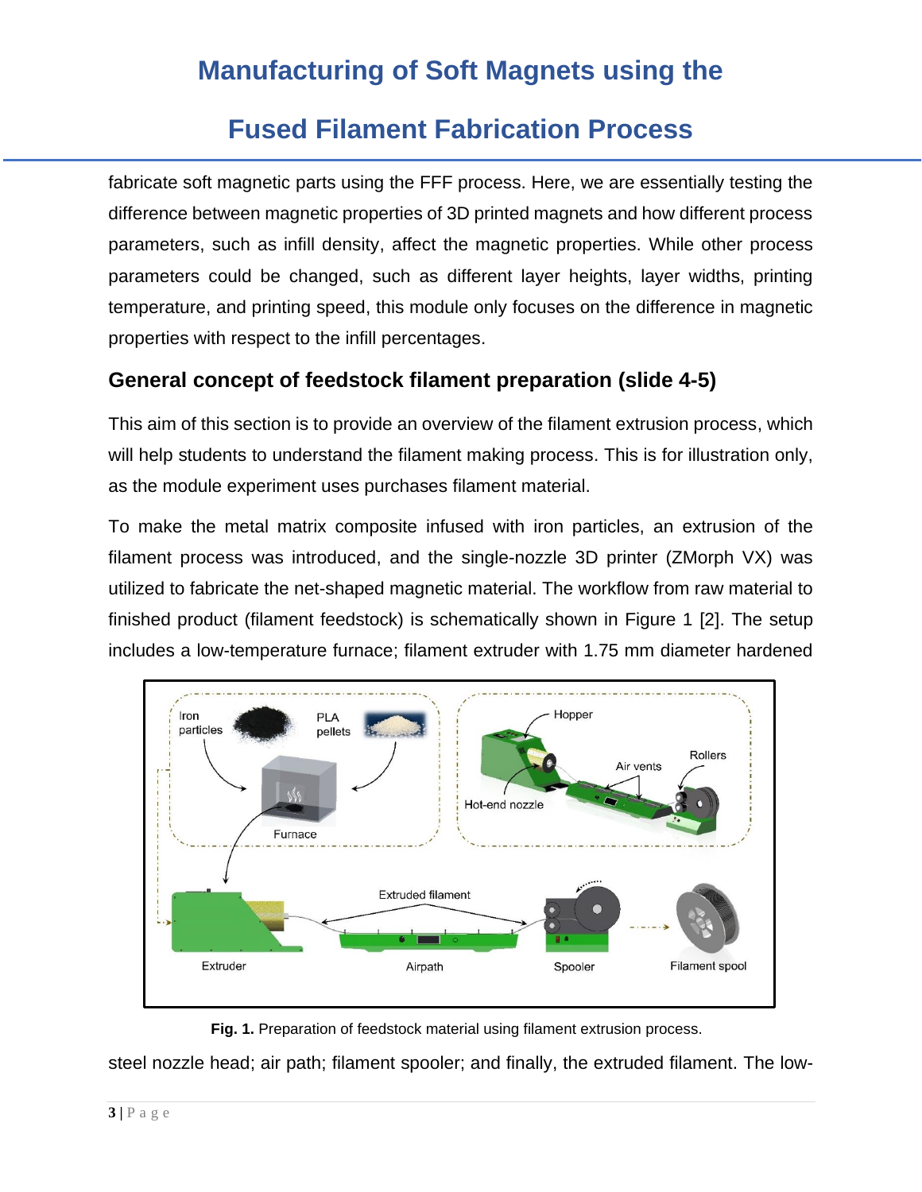fabricate soft magnetic parts using the FFF process. Here, we are essentially testing the difference between magnetic properties of 3D printed magnets and how different process parameters, such as infill density, affect the magnetic properties. While other process parameters could be changed, such as different layer heights, layer widths, printing temperature, and printing speed, this module only focuses on the difference in magnetic properties with respect to the infill percentages.

## General concept of feedstock filament preparation (slide 4-5)

This aim of this section is to provide an overview of the filament extrusion process, which will help students to understand the filament making process. This is for illustration only, as the module experiment uses purchases filament material.

To make the metal matrix composite infused with iron particles, an extrusion of the filament process was introduced, and the single-nozzle 3D printer (ZMorph VX) was utilized to fabricate the net-shaped magnetic material. The workflow from raw material to finished product (filament feedstock) is schematically shown in Figure 1 [2]. The setup includes a low-temperature furnace; filament extruder with 1.75 mm diameter hardened

**Fig. 1.** Preparation of feedstock material using filament extrusion process.

steel nozzle head; air path; filament spooler; and finally, the extruded filament. The low-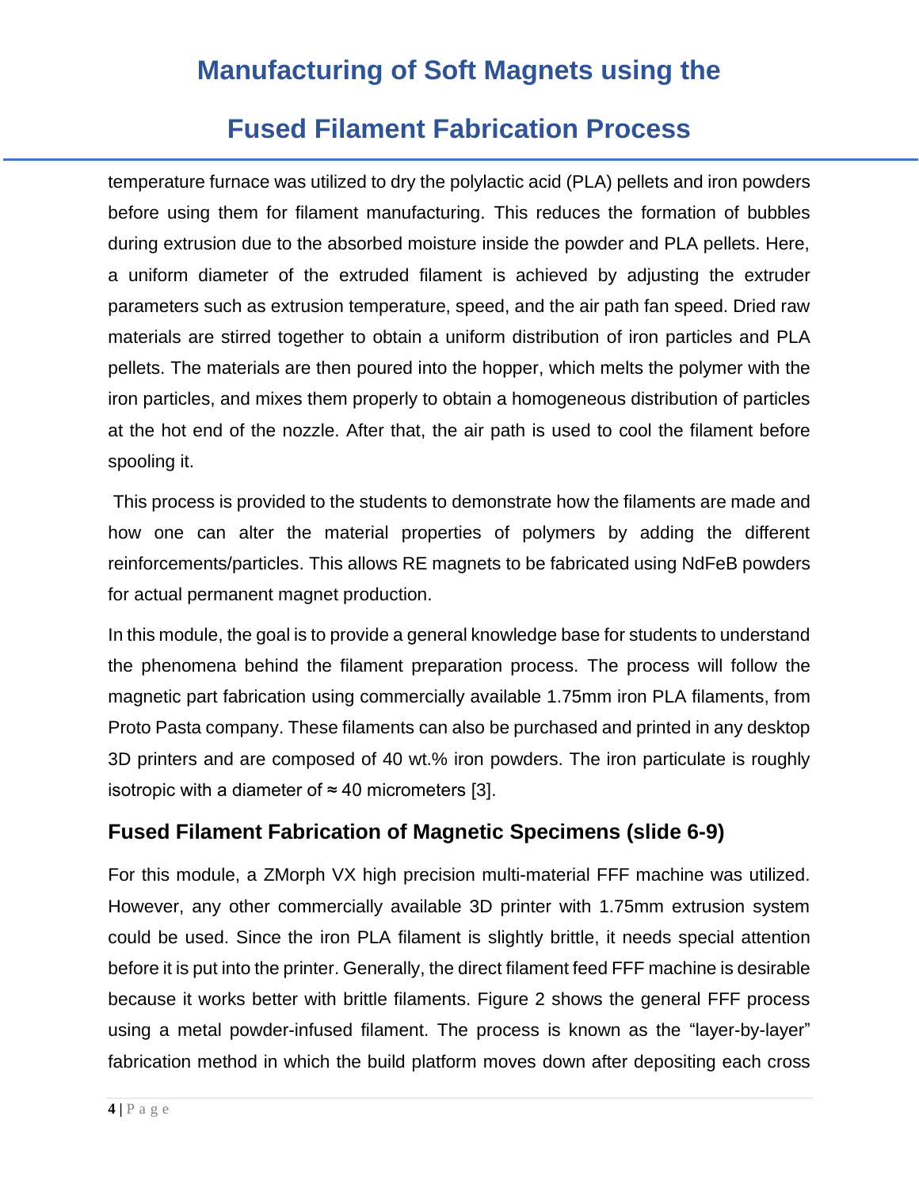temperature furnace was utilized to dry the polylactic acid (PLA) pellets and iron powders before using them for filament manufacturing. This reduces the formation of bubbles during extrusion due to the absorbed moisture inside the powder and PLA pellets. Here, a uniform diameter of the extruded filament is achieved by adjusting the extruder parameters such as extrusion temperature, speed, and the air path fan speed. Dried raw materials are stirred together to obtain a uniform distribution of iron particles and PLA pellets. The materials are then poured into the hopper, which melts the polymer with the iron particles, and mixes them properly to obtain a homogeneous distribution of particles at the hot end of the nozzle. After that, the air path is used to cool the filament before spooling it.

This process is provided to the students to demonstrate how the filaments are made and how one can alter the material properties of polymers by adding the different reinforcements/particles. This allows RE magnets to be fabricated using NdFeB powders for actual permanent magnet production.

In this module, the goal is to provide a general knowledge base for students to understand the phenomena behind the filament preparation process. The process will follow the magnetic part fabrication using commercially available 1.75mm iron PLA filaments, from Proto Pasta company. These filaments can also be purchased and printed in any desktop 3D printers and are composed of 40 wt.% iron powders. The iron particulate is roughly isotropic with a diameter of ≈ 40 micrometers [3].

## Fused Filament Fabrication of Magnetic Specimens (slide 6-9)

For this module, a ZMorph VX high precision multi-material FFF machine was utilized. However, any other commercially available 3D printer with 1.75mm extrusion system could be used. Since the iron PLA filament is slightly brittle, it needs special attention before it is put into the printer. Generally, the direct filament feed FFF machine is desirable because it works better with brittle filaments. Figure 2 shows the general FFF process using a metal powder-infused filament. The process is known as the "layer-by-layer" fabrication method in which the build platform moves down after depositing each cross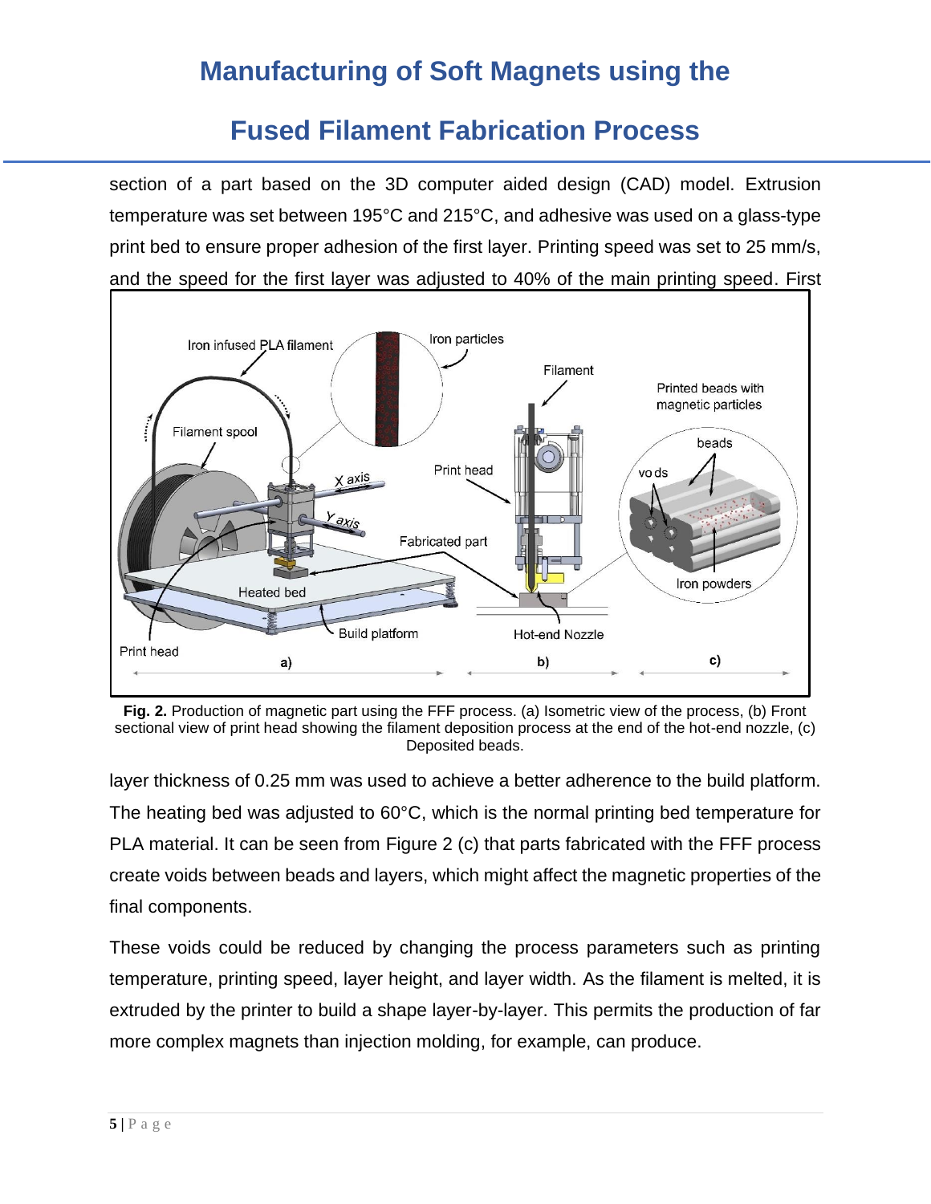section of a part based on the 3D computer aided design (CAD) model. Extrusion temperature was set between 195°C and 215°C, and adhesive was used on a glass-type print bed to ensure proper adhesion of the first layer. Printing speed was set to 25 mm/s, and the speed for the first layer was adjusted to 40% of the main printing speed. First

**Fig. 2.** Production of magnetic part using the FFF process. (a) Isometric view of the process, (b) Front sectional view of print head showing the filament deposition process at the end of the hot-end nozzle, (c) Deposited beads.

layer thickness of 0.25 mm was used to achieve a better adherence to the build platform. The heating bed was adjusted to 60°C, which is the normal printing bed temperature for PLA material. It can be seen from Figure 2 (c) that parts fabricated with the FFF process create voids between beads and layers, which might affect the magnetic properties of the final components.

These voids could be reduced by changing the process parameters such as printing temperature, printing speed, layer height, and layer width. As the filament is melted, it is extruded by the printer to build a shape layer-by-layer. This permits the production of far more complex magnets than injection molding, for example, can produce.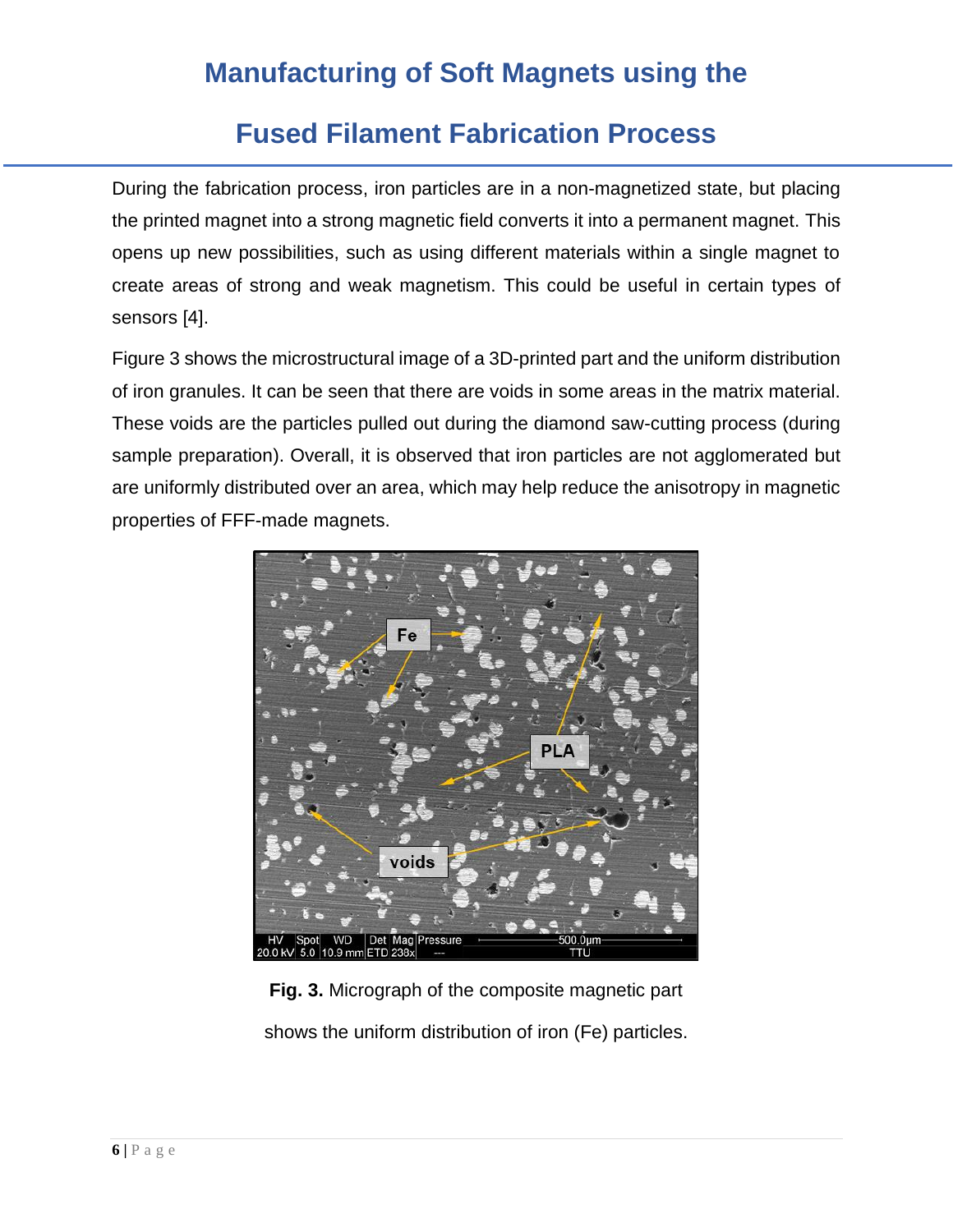During the fabrication process, iron particles are in a non-magnetized state, but placing the printed magnet into a strong magnetic field converts it into a permanent magnet. This opens up new possibilities, such as using different materials within a single magnet to create areas of strong and weak magnetism. This could be useful in certain types of sensors [4].

Figure 3 shows the microstructural image of a 3D-printed part and the uniform distribution of iron granules. It can be seen that there are voids in some areas in the matrix material. These voids are the particles pulled out during the diamond saw-cutting process (during sample preparation). Overall, it is observed that iron particles are not agglomerated but are uniformly distributed over an area, which may help reduce the anisotropy in magnetic properties of FFF-made magnets.

**Fig. 3.** Micrograph of the composite magnetic part shows the uniform distribution of iron (Fe) particles.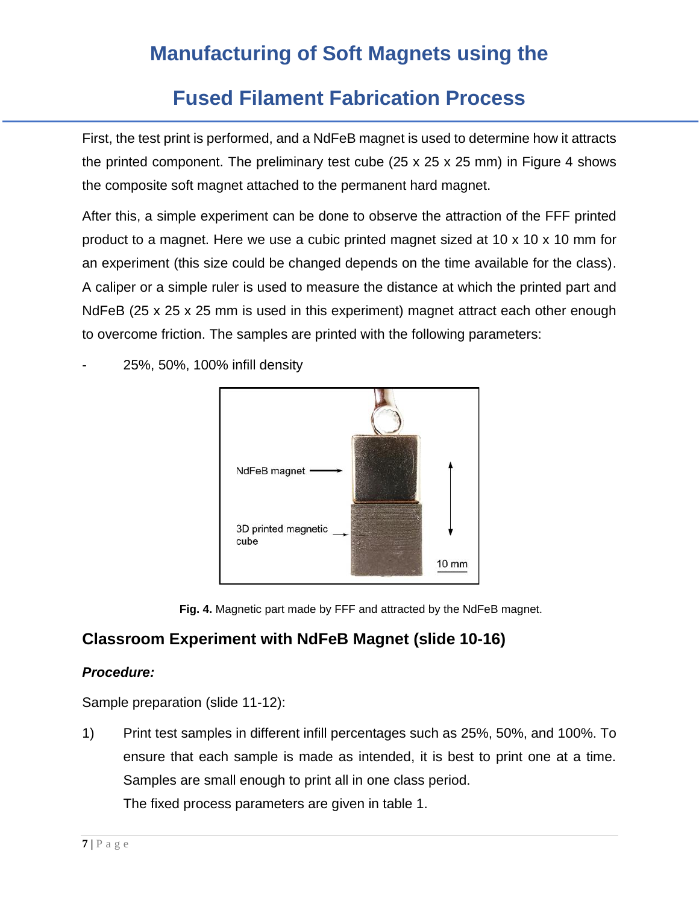First, the test print is performed, and a NdFeB magnet is used to determine how it attracts the printed component. The preliminary test cube (25 x 25 x 25 mm) in Figure 4 shows the composite soft magnet attached to the permanent hard magnet.

After this, a simple experiment can be done to observe the attraction of the FFF printed product to a magnet. Here we use a cubic printed magnet sized at 10 x 10 x 10 mm for an experiment (this size could be changed depends on the time available for the class). A caliper or a simple ruler is used to measure the distance at which the printed part and NdFeB (25 x 25 x 25 mm is used in this experiment) magnet attract each other enough to overcome friction. The samples are printed with the following parameters:

- 25%, 50%, 100% infill density

**Fig. 4.** Magnetic part made by FFF and attracted by the NdFeB magnet.

## Classroom Experiment with NdFeB Magnet (slide 10-16)

***Procedure:***

Sample preparation (slide 11-12):

1) Print test samples in different infill percentages such as 25%, 50%, and 100%. To ensure that each sample is made as intended, it is best to print one at a time. Samples are small enough to print all in one class period.
   The fixed process parameters are given in table 1.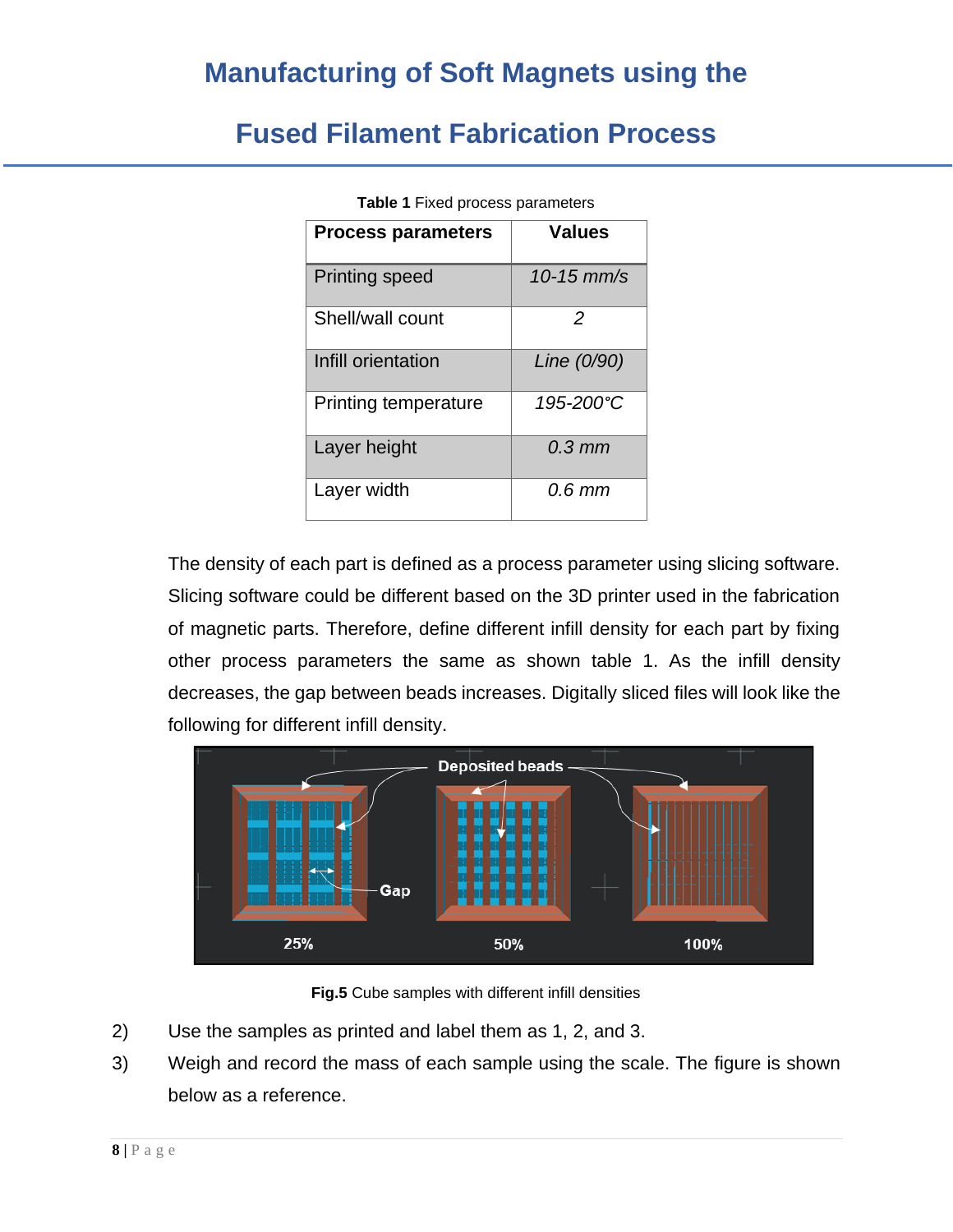# Manufacturing of Soft Magnets using the Fused Filament Fabrication Process

**Table 1** Fixed process parameters

| Process parameters | Values |
|---|---|
| Printing speed | *10-15 mm/s* |
| Shell/wall count | *2* |
| Infill orientation | *Line (0/90)* |
| Printing temperature | *195-200°C* |
| Layer height | *0.3 mm* |
| Layer width | *0.6 mm* |

The density of each part is defined as a process parameter using slicing software. Slicing software could be different based on the 3D printer used in the fabrication of magnetic parts. Therefore, define different infill density for each part by fixing other process parameters the same as shown table 1. As the infill density decreases, the gap between beads increases. Digitally sliced files will look like the following for different infill density.

**Fig.5** Cube samples with different infill densities

2) Use the samples as printed and label them as 1, 2, and 3.
3) Weigh and record the mass of each sample using the scale. The figure is shown below as a reference.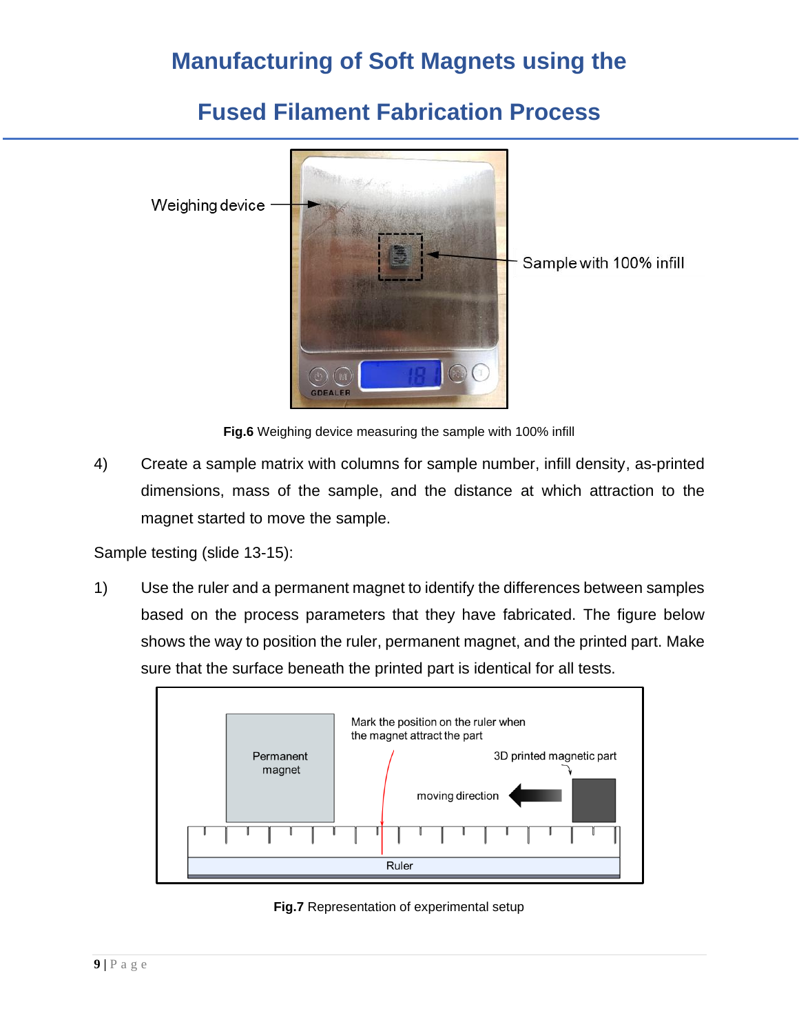# Manufacturing of Soft Magnets using the Fused Filament Fabrication Process

**Fig.6** Weighing device measuring the sample with 100% infill

4) Create a sample matrix with columns for sample number, infill density, as-printed dimensions, mass of the sample, and the distance at which attraction to the magnet started to move the sample.

Sample testing (slide 13-15):

1) Use the ruler and a permanent magnet to identify the differences between samples based on the process parameters that they have fabricated. The figure below shows the way to position the ruler, permanent magnet, and the printed part. Make sure that the surface beneath the printed part is identical for all tests.

**Fig.7** Representation of experimental setup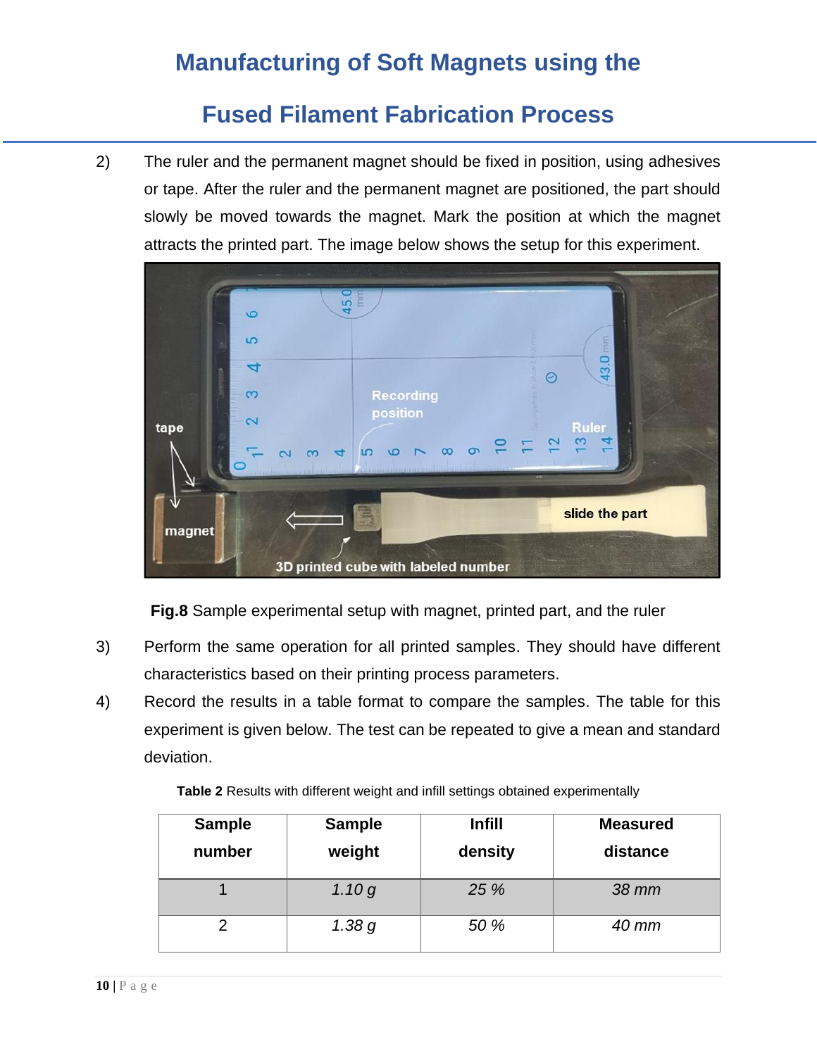2) The ruler and the permanent magnet should be fixed in position, using adhesives or tape. After the ruler and the permanent magnet are positioned, the part should slowly be moved towards the magnet. Mark the position at which the magnet attracts the printed part. The image below shows the setup for this experiment.

**Fig.8** Sample experimental setup with magnet, printed part, and the ruler

3) Perform the same operation for all printed samples. They should have different characteristics based on their printing process parameters.

4) Record the results in a table format to compare the samples. The table for this experiment is given below. The test can be repeated to give a mean and standard deviation.

**Table 2** Results with different weight and infill settings obtained experimentally

| Sample number | Sample weight | Infill density | Measured distance |
|---|---|---|---|
| 1 | *1.10 g* | *25 %* | *38 mm* |
| 2 | *1.38 g* | *50 %* | *40 mm* |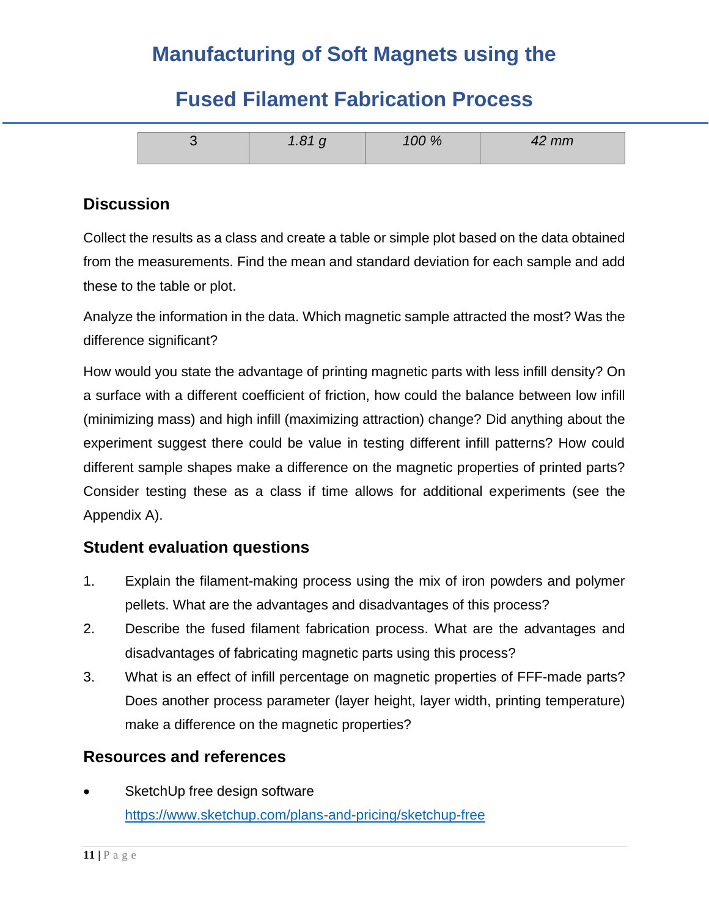| 3 | *1.81 g* | *100 %* | *42 mm* |
|---|---|---|---|

## Discussion

Collect the results as a class and create a table or simple plot based on the data obtained from the measurements. Find the mean and standard deviation for each sample and add these to the table or plot.

Analyze the information in the data. Which magnetic sample attracted the most? Was the difference significant?

How would you state the advantage of printing magnetic parts with less infill density? On a surface with a different coefficient of friction, how could the balance between low infill (minimizing mass) and high infill (maximizing attraction) change? Did anything about the experiment suggest there could be value in testing different infill patterns? How could different sample shapes make a difference on the magnetic properties of printed parts? Consider testing these as a class if time allows for additional experiments (see the Appendix A).

## Student evaluation questions

1. Explain the filament-making process using the mix of iron powders and polymer pellets. What are the advantages and disadvantages of this process?
2. Describe the fused filament fabrication process. What are the advantages and disadvantages of fabricating magnetic parts using this process?
3. What is an effect of infill percentage on magnetic properties of FFF-made parts? Does another process parameter (layer height, layer width, printing temperature) make a difference on the magnetic properties?

## Resources and references

- SketchUp free design software
  https://www.sketchup.com/plans-and-pricing/sketchup-free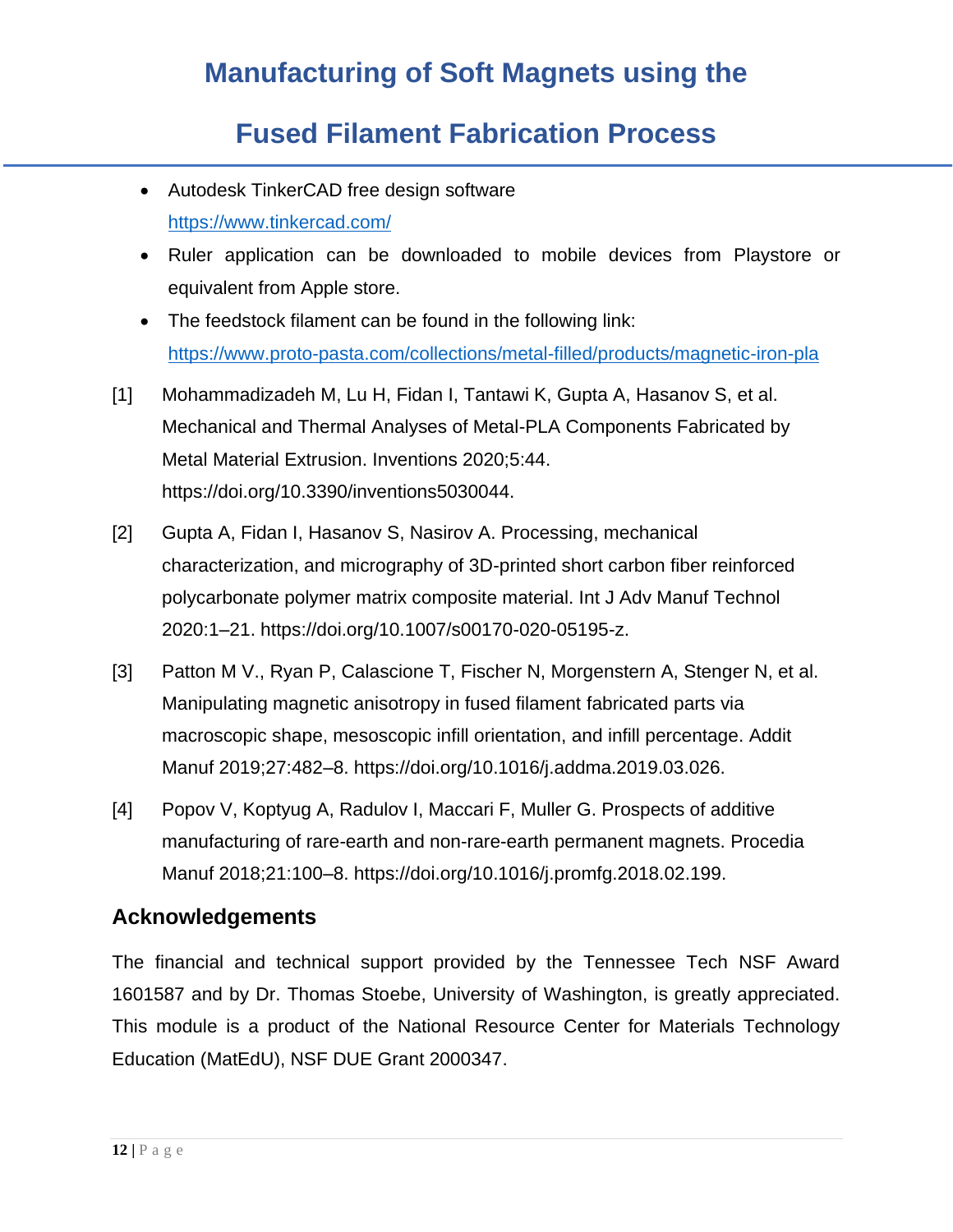- Autodesk TinkerCAD free design software https://www.tinkercad.com/
- Ruler application can be downloaded to mobile devices from Playstore or equivalent from Apple store.
- The feedstock filament can be found in the following link: https://www.proto-pasta.com/collections/metal-filled/products/magnetic-iron-pla

[1] Mohammadizadeh M, Lu H, Fidan I, Tantawi K, Gupta A, Hasanov S, et al. Mechanical and Thermal Analyses of Metal-PLA Components Fabricated by Metal Material Extrusion. Inventions 2020;5:44. https://doi.org/10.3390/inventions5030044.

[2] Gupta A, Fidan I, Hasanov S, Nasirov A. Processing, mechanical characterization, and micrography of 3D-printed short carbon fiber reinforced polycarbonate polymer matrix composite material. Int J Adv Manuf Technol 2020:1–21. https://doi.org/10.1007/s00170-020-05195-z.

[3] Patton M V., Ryan P, Calascione T, Fischer N, Morgenstern A, Stenger N, et al. Manipulating magnetic anisotropy in fused filament fabricated parts via macroscopic shape, mesoscopic infill orientation, and infill percentage. Addit Manuf 2019;27:482–8. https://doi.org/10.1016/j.addma.2019.03.026.

[4] Popov V, Koptyug A, Radulov I, Maccari F, Muller G. Prospects of additive manufacturing of rare-earth and non-rare-earth permanent magnets. Procedia Manuf 2018;21:100–8. https://doi.org/10.1016/j.promfg.2018.02.199.

## Acknowledgements

The financial and technical support provided by the Tennessee Tech NSF Award 1601587 and by Dr. Thomas Stoebe, University of Washington, is greatly appreciated. This module is a product of the National Resource Center for Materials Technology Education (MatEdU), NSF DUE Grant 2000347.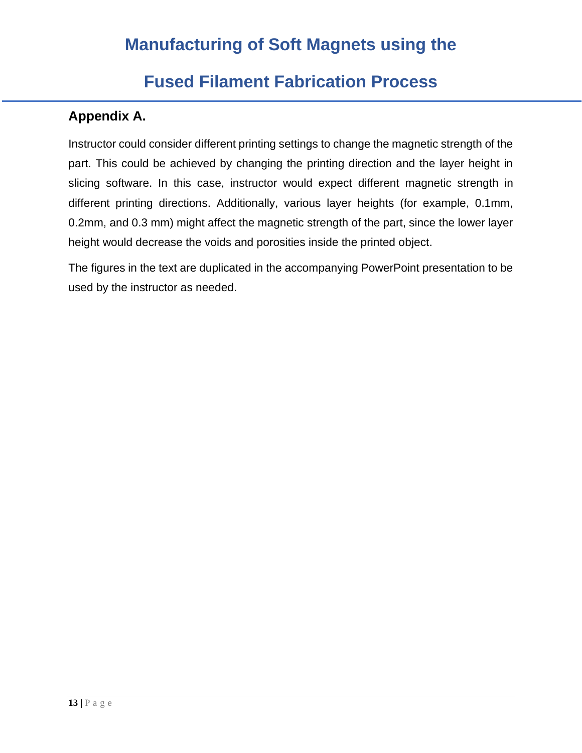## Appendix A.

Instructor could consider different printing settings to change the magnetic strength of the part. This could be achieved by changing the printing direction and the layer height in slicing software. In this case, instructor would expect different magnetic strength in different printing directions. Additionally, various layer heights (for example, 0.1mm, 0.2mm, and 0.3 mm) might affect the magnetic strength of the part, since the lower layer height would decrease the voids and porosities inside the printed object.

The figures in the text are duplicated in the accompanying PowerPoint presentation to be used by the instructor as needed.